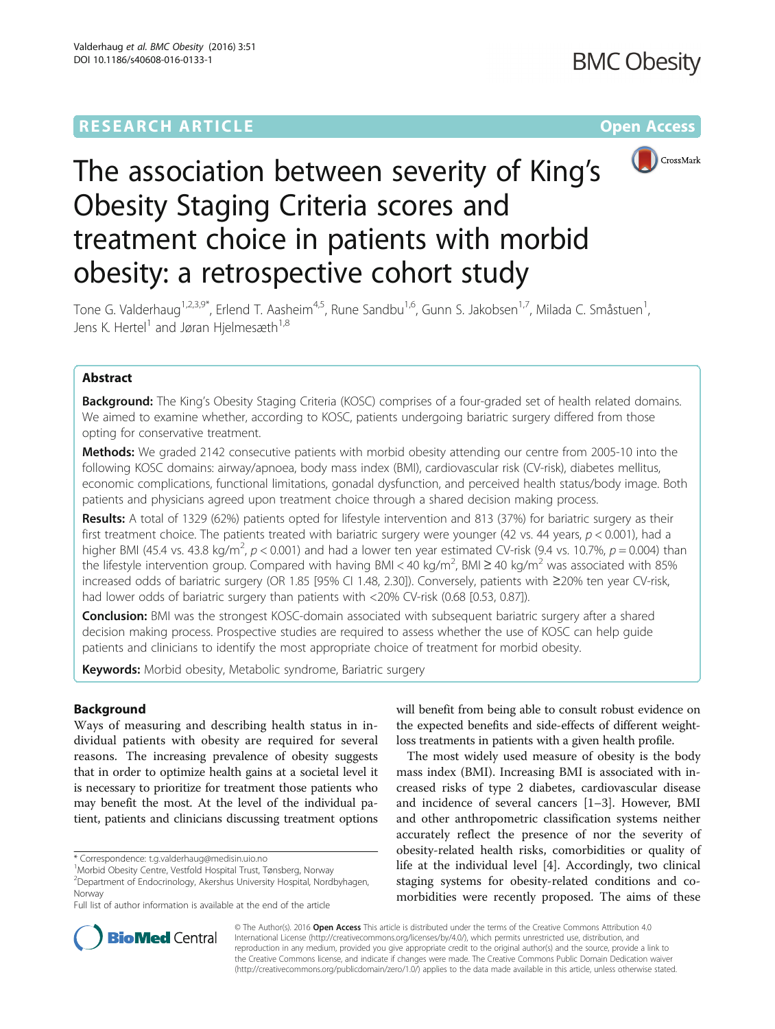RESEARCH ARTICLE

Open Access

# The association between severity of King's Obesity Staging Criteria scores and treatment choice in patients with morbid obesity: a retrospective cohort study

Tone G. Valderhaug[1,2,3,9*], Erlend T. Aasheim[4,5], Rune Sandbu[1,6], Gunn S. Jakobsen[1,7], Milada C. Småstuen[1], Jens K. Hertel[1] and Jøran Hjelmesæth[1,8]

## Abstract

**Background:** The King's Obesity Staging Criteria (KOSC) comprises of a four-graded set of health related domains. We aimed to examine whether, according to KOSC, patients undergoing bariatric surgery differed from those opting for conservative treatment.

**Methods:** We graded 2142 consecutive patients with morbid obesity attending our centre from 2005-10 into the following KOSC domains: airway/apnoea, body mass index (BMI), cardiovascular risk (CV-risk), diabetes mellitus, economic complications, functional limitations, gonadal dysfunction, and perceived health status/body image. Both patients and physicians agreed upon treatment choice through a shared decision making process.

**Results:** A total of 1329 (62%) patients opted for lifestyle intervention and 813 (37%) for bariatric surgery as their first treatment choice. The patients treated with bariatric surgery were younger (42 vs. 44 years, $p < 0.001$), had a higher BMI (45.4 vs. 43.8 kg/m$^2$, $p < 0.001$) and had a lower ten year estimated CV-risk (9.4 vs. 10.7%, $p = 0.004$) than the lifestyle intervention group. Compared with having BMI < 40 kg/m$^2$, BMI ≥ 40 kg/m$^2$ was associated with 85% increased odds of bariatric surgery (OR 1.85 [95% CI 1.48, 2.30]). Conversely, patients with ≥20% ten year CV-risk, had lower odds of bariatric surgery than patients with <20% CV-risk (0.68 [0.53, 0.87]).

**Conclusion:** BMI was the strongest KOSC-domain associated with subsequent bariatric surgery after a shared decision making process. Prospective studies are required to assess whether the use of KOSC can help guide patients and clinicians to identify the most appropriate choice of treatment for morbid obesity.

**Keywords:** Morbid obesity, Metabolic syndrome, Bariatric surgery

## Background

Ways of measuring and describing health status in individual patients with obesity are required for several reasons. The increasing prevalence of obesity suggests that in order to optimize health gains at a societal level it is necessary to prioritize for treatment those patients who may benefit the most. At the level of the individual patient, patients and clinicians discussing treatment options will benefit from being able to consult robust evidence on the expected benefits and side-effects of different weight-loss treatments in patients with a given health profile.

The most widely used measure of obesity is the body mass index (BMI). Increasing BMI is associated with increased risks of type 2 diabetes, cardiovascular disease and incidence of several cancers [1–3]. However, BMI and other anthropometric classification systems neither accurately reflect the presence of nor the severity of obesity-related health risks, comorbidities or quality of life at the individual level [4]. Accordingly, two clinical staging systems for obesity-related conditions and comorbidities were recently proposed. The aims of these

* Correspondence: t.g.valderhaug@medisin.uio.no
[1]Morbid Obesity Centre, Vestfold Hospital Trust, Tønsberg, Norway
[2]Department of Endocrinology, Akershus University Hospital, Nordbyhagen, Norway
Full list of author information is available at the end of the article

© The Author(s). 2016 **Open Access** This article is distributed under the terms of the Creative Commons Attribution 4.0 International License (http://creativecommons.org/licenses/by/4.0/), which permits unrestricted use, distribution, and reproduction in any medium, provided you give appropriate credit to the original author(s) and the source, provide a link to the Creative Commons license, and indicate if changes were made. The Creative Commons Public Domain Dedication waiver (http://creativecommons.org/publicdomain/zero/1.0/) applies to the data made available in this article, unless otherwise stated.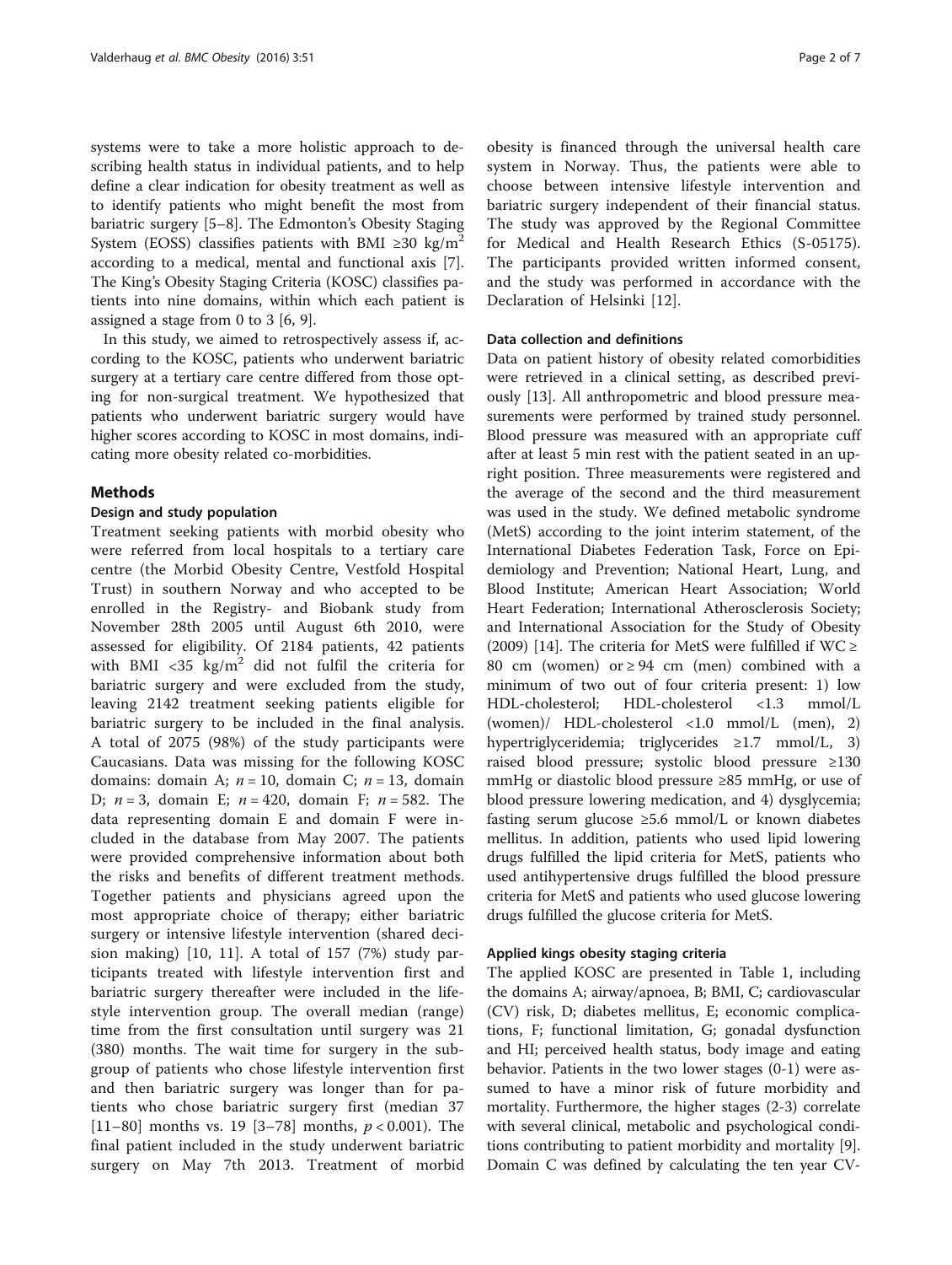systems were to take a more holistic approach to describing health status in individual patients, and to help define a clear indication for obesity treatment as well as to identify patients who might benefit the most from bariatric surgery [5–8]. The Edmonton's Obesity Staging System (EOSS) classifies patients with BMI ≥30 kg/m$^2$ according to a medical, mental and functional axis [7]. The King's Obesity Staging Criteria (KOSC) classifies patients into nine domains, within which each patient is assigned a stage from 0 to 3 [6, 9].

In this study, we aimed to retrospectively assess if, according to the KOSC, patients who underwent bariatric surgery at a tertiary care centre differed from those opting for non-surgical treatment. We hypothesized that patients who underwent bariatric surgery would have higher scores according to KOSC in most domains, indicating more obesity related co-morbidities.

## Methods

### Design and study population

Treatment seeking patients with morbid obesity who were referred from local hospitals to a tertiary care centre (the Morbid Obesity Centre, Vestfold Hospital Trust) in southern Norway and who accepted to be enrolled in the Registry- and Biobank study from November 28th 2005 until August 6th 2010, were assessed for eligibility. Of 2184 patients, 42 patients with BMI <35 kg/m$^2$ did not fulfil the criteria for bariatric surgery and were excluded from the study, leaving 2142 treatment seeking patients eligible for bariatric surgery to be included in the final analysis. A total of 2075 (98%) of the study participants were Caucasians. Data was missing for the following KOSC domains: domain A; $n = 10$, domain C; $n = 13$, domain D; $n = 3$, domain E; $n = 420$, domain F; $n = 582$. The data representing domain E and domain F were included in the database from May 2007. The patients were provided comprehensive information about both the risks and benefits of different treatment methods. Together patients and physicians agreed upon the most appropriate choice of therapy; either bariatric surgery or intensive lifestyle intervention (shared decision making) [10, 11]. A total of 157 (7%) study participants treated with lifestyle intervention first and bariatric surgery thereafter were included in the lifestyle intervention group. The overall median (range) time from the first consultation until surgery was 21 (380) months. The wait time for surgery in the subgroup of patients who chose lifestyle intervention first and then bariatric surgery was longer than for patients who chose bariatric surgery first (median 37 [11–80] months vs. 19 [3–78] months, $p < 0.001$). The final patient included in the study underwent bariatric surgery on May 7th 2013. Treatment of morbid obesity is financed through the universal health care system in Norway. Thus, the patients were able to choose between intensive lifestyle intervention and bariatric surgery independent of their financial status. The study was approved by the Regional Committee for Medical and Health Research Ethics (S-05175). The participants provided written informed consent, and the study was performed in accordance with the Declaration of Helsinki [12].

### Data collection and definitions

Data on patient history of obesity related comorbidities were retrieved in a clinical setting, as described previously [13]. All anthropometric and blood pressure measurements were performed by trained study personnel. Blood pressure was measured with an appropriate cuff after at least 5 min rest with the patient seated in an upright position. Three measurements were registered and the average of the second and the third measurement was used in the study. We defined metabolic syndrome (MetS) according to the joint interim statement, of the International Diabetes Federation Task, Force on Epidemiology and Prevention; National Heart, Lung, and Blood Institute; American Heart Association; World Heart Federation; International Atherosclerosis Society; and International Association for the Study of Obesity (2009) [14]. The criteria for MetS were fulfilled if WC ≥ 80 cm (women) or ≥ 94 cm (men) combined with a minimum of two out of four criteria present: 1) low HDL-cholesterol; HDL-cholesterol <1.3 mmol/L (women)/ HDL-cholesterol <1.0 mmol/L (men), 2) hypertriglyceridemia; triglycerides ≥1.7 mmol/L, 3) raised blood pressure; systolic blood pressure ≥130 mmHg or diastolic blood pressure ≥85 mmHg, or use of blood pressure lowering medication, and 4) dysglycemia; fasting serum glucose ≥5.6 mmol/L or known diabetes mellitus. In addition, patients who used lipid lowering drugs fulfilled the lipid criteria for MetS, patients who used antihypertensive drugs fulfilled the blood pressure criteria for MetS and patients who used glucose lowering drugs fulfilled the glucose criteria for MetS.

### Applied kings obesity staging criteria

The applied KOSC are presented in Table 1, including the domains A; airway/apnoea, B; BMI, C; cardiovascular (CV) risk, D; diabetes mellitus, E; economic complications, F; functional limitation, G; gonadal dysfunction and HI; perceived health status, body image and eating behavior. Patients in the two lower stages (0-1) were assumed to have a minor risk of future morbidity and mortality. Furthermore, the higher stages (2-3) correlate with several clinical, metabolic and psychological conditions contributing to patient morbidity and mortality [9]. Domain C was defined by calculating the ten year CV-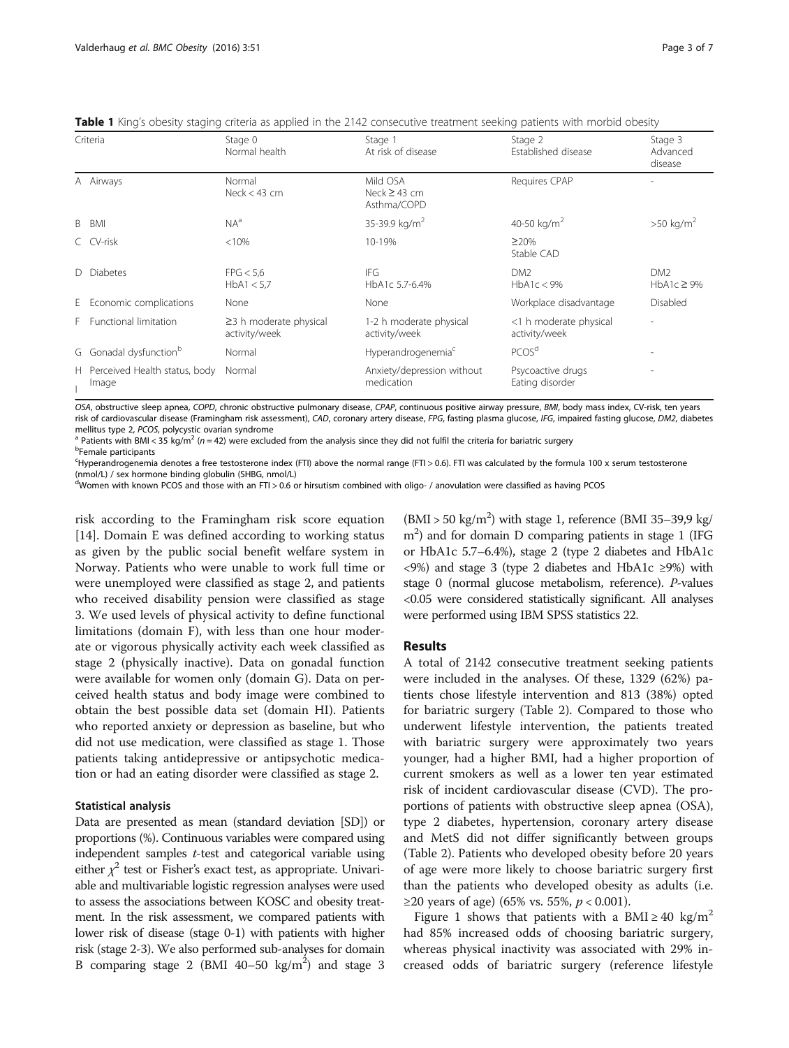**Table 1** King's obesity staging criteria as applied in the 2142 consecutive treatment seeking patients with morbid obesity

| Criteria | Stage 0 Normal health | Stage 1 At risk of disease | Stage 2 Established disease | Stage 3 Advanced disease |
|---|---|---|---|---|
| A Airways | Normal Neck < 43 cm | Mild OSA Neck ≥ 43 cm Asthma/COPD | Requires CPAP | - |
| B BMI | NA[a] | 35-39.9 kg/m$^2$ | 40-50 kg/m$^2$ | >50 kg/m$^2$ |
| C CV-risk | <10% | 10-19% | ≥20% Stable CAD | |
| D Diabetes | FPG < 5,6 HbA1 < 5,7 | IFG HbA1c 5.7-6.4% | DM2 HbA1c < 9% | DM2 HbA1c ≥ 9% |
| E Economic complications | None | None | Workplace disadvantage | Disabled |
| F Functional limitation | ≥3 h moderate physical activity/week | 1-2 h moderate physical activity/week | <1 h moderate physical activity/week | - |
| G Gonadal dysfunction[b] | Normal | Hyperandrogenemia[c] | PCOS[d] | - |
| H Perceived Health status, body I Image | Normal | Anxiety/depression without medication | Psycoactive drugs Eating disorder | - |

*OSA*, obstructive sleep apnea, *COPD*, chronic obstructive pulmonary disease, *CPAP*, continuous positive airway pressure, *BMI*, body mass index, *CV-risk*, ten years risk of cardiovascular disease (Framingham risk assessment), *CAD*, coronary artery disease, *FPG*, fasting plasma glucose, *IFG*, impaired fasting glucose, *DM2*, diabetes mellitus type 2, *PCOS*, polycystic ovarian syndrome

[a] Patients with BMI < 35 kg/m$^2$ ($n = 42$) were excluded from the analysis since they did not fulfil the criteria for bariatric surgery

[b] Female participants

[c] Hyperandrogenemia denotes a free testosterone index (FTI) above the normal range (FTI > 0.6). FTI was calculated by the formula 100 x serum testosterone (nmol/L) / sex hormone binding globulin (SHBG, nmol/L)

[d] Women with known PCOS and those with an FTI > 0.6 or hirsutism combined with oligo- / anovulation were classified as having PCOS

risk according to the Framingham risk score equation [14]. Domain E was defined according to working status as given by the public social benefit welfare system in Norway. Patients who were unable to work full time or were unemployed were classified as stage 2, and patients who received disability pension were classified as stage 3. We used levels of physical activity to define functional limitations (domain F), with less than one hour moderate or vigorous physically activity each week classified as stage 2 (physically inactive). Data on gonadal function were available for women only (domain G). Data on perceived health status and body image were combined to obtain the best possible data set (domain HI). Patients who reported anxiety or depression as baseline, but who did not use medication, were classified as stage 1. Those patients taking antidepressive or antipsychotic medication or had an eating disorder were classified as stage 2.

### Statistical analysis

Data are presented as mean (standard deviation [SD]) or proportions (%). Continuous variables were compared using independent samples *t*-test and categorical variable using either $\chi^2$ test or Fisher's exact test, as appropriate. Univariable and multivariable logistic regression analyses were used to assess the associations between KOSC and obesity treatment. In the risk assessment, we compared patients with lower risk of disease (stage 0-1) with patients with higher risk (stage 2-3). We also performed sub-analyses for domain B comparing stage 2 (BMI 40–50 kg/m$^2$) and stage 3 (BMI > 50 kg/m$^2$) with stage 1, reference (BMI 35–39,9 kg/m$^2$) and for domain D comparing patients in stage 1 (IFG or HbA1c 5.7–6.4%), stage 2 (type 2 diabetes and HbA1c <9%) and stage 3 (type 2 diabetes and HbA1c ≥9%) with stage 0 (normal glucose metabolism, reference). *P*-values <0.05 were considered statistically significant. All analyses were performed using IBM SPSS statistics 22.

## Results

A total of 2142 consecutive treatment seeking patients were included in the analyses. Of these, 1329 (62%) patients chose lifestyle intervention and 813 (38%) opted for bariatric surgery (Table 2). Compared to those who underwent lifestyle intervention, the patients treated with bariatric surgery were approximately two years younger, had a higher BMI, had a higher proportion of current smokers as well as a lower ten year estimated risk of incident cardiovascular disease (CVD). The proportions of patients with obstructive sleep apnea (OSA), type 2 diabetes, hypertension, coronary artery disease and MetS did not differ significantly between groups (Table 2). Patients who developed obesity before 20 years of age were more likely to choose bariatric surgery first than the patients who developed obesity as adults (i.e. ≥20 years of age) (65% vs. 55%, $p < 0.001$).

Figure 1 shows that patients with a BMI ≥ 40 kg/m$^2$ had 85% increased odds of choosing bariatric surgery, whereas physical inactivity was associated with 29% increased odds of bariatric surgery (reference lifestyle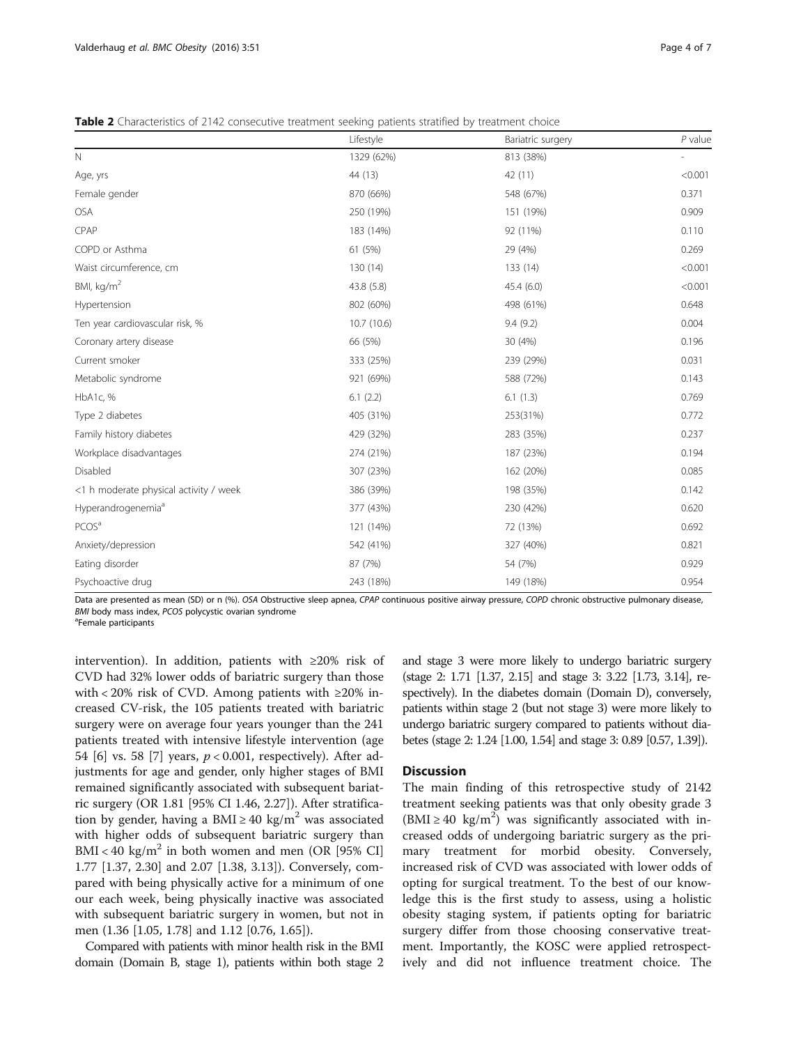**Table 2** Characteristics of 2142 consecutive treatment seeking patients stratified by treatment choice

| | Lifestyle | Bariatric surgery | *P* value |
|---|---|---|---|
| N | 1329 (62%) | 813 (38%) | - |
| Age, yrs | 44 (13) | 42 (11) | <0.001 |
| Female gender | 870 (66%) | 548 (67%) | 0.371 |
| OSA | 250 (19%) | 151 (19%) | 0.909 |
| CPAP | 183 (14%) | 92 (11%) | 0.110 |
| COPD or Asthma | 61 (5%) | 29 (4%) | 0.269 |
| Waist circumference, cm | 130 (14) | 133 (14) | <0.001 |
| BMI, $kg/m^2$ | 43.8 (5.8) | 45.4 (6.0) | <0.001 |
| Hypertension | 802 (60%) | 498 (61%) | 0.648 |
| Ten year cardiovascular risk, % | 10.7 (10.6) | 9.4 (9.2) | 0.004 |
| Coronary artery disease | 66 (5%) | 30 (4%) | 0.196 |
| Current smoker | 333 (25%) | 239 (29%) | 0.031 |
| Metabolic syndrome | 921 (69%) | 588 (72%) | 0.143 |
| HbA1c, % | 6.1 (2.2) | 6.1 (1.3) | 0.769 |
| Type 2 diabetes | 405 (31%) | 253(31%) | 0.772 |
| Family history diabetes | 429 (32%) | 283 (35%) | 0.237 |
| Workplace disadvantages | 274 (21%) | 187 (23%) | 0.194 |
| Disabled | 307 (23%) | 162 (20%) | 0.085 |
| <1 h moderate physical activity / week | 386 (39%) | 198 (35%) | 0.142 |
| Hyperandrogenemia[a] | 377 (43%) | 230 (42%) | 0.620 |
| PCOS[a] | 121 (14%) | 72 (13%) | 0.692 |
| Anxiety/depression | 542 (41%) | 327 (40%) | 0.821 |
| Eating disorder | 87 (7%) | 54 (7%) | 0.929 |
| Psychoactive drug | 243 (18%) | 149 (18%) | 0.954 |

Data are presented as mean (SD) or n (%). *OSA* Obstructive sleep apnea, *CPAP* continuous positive airway pressure, *COPD* chronic obstructive pulmonary disease, *BMI* body mass index, *PCOS* polycystic ovarian syndrome
[a]Female participants

intervention). In addition, patients with ≥20% risk of CVD had 32% lower odds of bariatric surgery than those with < 20% risk of CVD. Among patients with ≥20% increased CV-risk, the 105 patients treated with bariatric surgery were on average four years younger than the 241 patients treated with intensive lifestyle intervention (age 54 [6] vs. 58 [7] years, $p < 0.001$, respectively). After adjustments for age and gender, only higher stages of BMI remained significantly associated with subsequent bariatric surgery (OR 1.81 [95% CI 1.46, 2.27]). After stratification by gender, having a BMI ≥ 40 $kg/m^2$ was associated with higher odds of subsequent bariatric surgery than BMI < 40 $kg/m^2$ in both women and men (OR [95% CI] 1.77 [1.37, 2.30] and 2.07 [1.38, 3.13]). Conversely, compared with being physically active for a minimum of one our each week, being physically inactive was associated with subsequent bariatric surgery in women, but not in men (1.36 [1.05, 1.78] and 1.12 [0.76, 1.65]).

Compared with patients with minor health risk in the BMI domain (Domain B, stage 1), patients within both stage 2 and stage 3 were more likely to undergo bariatric surgery (stage 2: 1.71 [1.37, 2.15] and stage 3: 3.22 [1.73, 3.14], respectively). In the diabetes domain (Domain D), conversely, patients within stage 2 (but not stage 3) were more likely to undergo bariatric surgery compared to patients without diabetes (stage 2: 1.24 [1.00, 1.54] and stage 3: 0.89 [0.57, 1.39]).

## Discussion

The main finding of this retrospective study of 2142 treatment seeking patients was that only obesity grade 3 (BMI ≥ 40 $kg/m^2$) was significantly associated with increased odds of undergoing bariatric surgery as the primary treatment for morbid obesity. Conversely, increased risk of CVD was associated with lower odds of opting for surgical treatment. To the best of our knowledge this is the first study to assess, using a holistic obesity staging system, if patients opting for bariatric surgery differ from those choosing conservative treatment. Importantly, the KOSC were applied retrospectively and did not influence treatment choice. The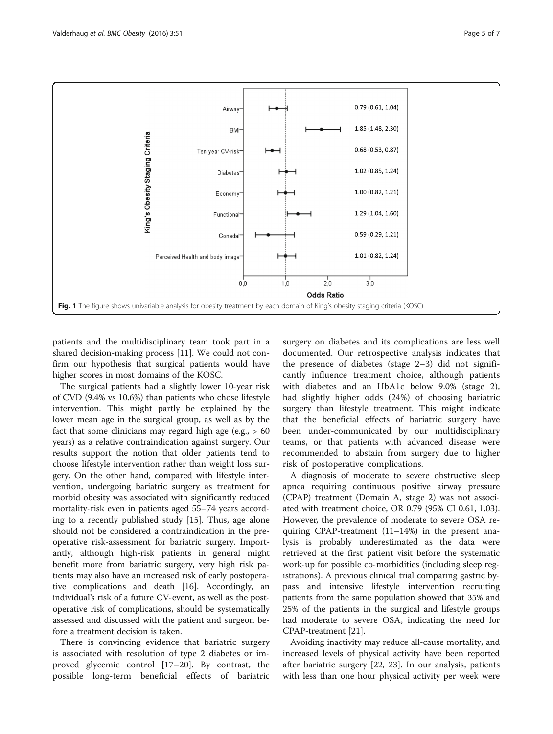Fig. 1 The figure shows univariable analysis for obesity treatment by each domain of King's obesity staging criteria (KOSC)

patients and the multidisciplinary team took part in a shared decision-making process [11]. We could not confirm our hypothesis that surgical patients would have higher scores in most domains of the KOSC.

The surgical patients had a slightly lower 10-year risk of CVD (9.4% vs 10.6%) than patients who chose lifestyle intervention. This might partly be explained by the lower mean age in the surgical group, as well as by the fact that some clinicians may regard high age (e.g., > 60 years) as a relative contraindication against surgery. Our results support the notion that older patients tend to choose lifestyle intervention rather than weight loss surgery. On the other hand, compared with lifestyle intervention, undergoing bariatric surgery as treatment for morbid obesity was associated with significantly reduced mortality-risk even in patients aged 55–74 years according to a recently published study [15]. Thus, age alone should not be considered a contraindication in the preoperative risk-assessment for bariatric surgery. Importantly, although high-risk patients in general might benefit more from bariatric surgery, very high risk patients may also have an increased risk of early postoperative complications and death [16]. Accordingly, an individual's risk of a future CV-event, as well as the postoperative risk of complications, should be systematically assessed and discussed with the patient and surgeon before a treatment decision is taken.

There is convincing evidence that bariatric surgery is associated with resolution of type 2 diabetes or improved glycemic control [17–20]. By contrast, the possible long-term beneficial effects of bariatric surgery on diabetes and its complications are less well documented. Our retrospective analysis indicates that the presence of diabetes (stage 2–3) did not significantly influence treatment choice, although patients with diabetes and an HbA1c below 9.0% (stage 2), had slightly higher odds (24%) of choosing bariatric surgery than lifestyle treatment. This might indicate that the beneficial effects of bariatric surgery have been under-communicated by our multidisciplinary teams, or that patients with advanced disease were recommended to abstain from surgery due to higher risk of postoperative complications.

A diagnosis of moderate to severe obstructive sleep apnea requiring continuous positive airway pressure (CPAP) treatment (Domain A, stage 2) was not associated with treatment choice, OR 0.79 (95% CI 0.61, 1.03). However, the prevalence of moderate to severe OSA requiring CPAP-treatment (11–14%) in the present analysis is probably underestimated as the data were retrieved at the first patient visit before the systematic work-up for possible co-morbidities (including sleep registrations). A previous clinical trial comparing gastric bypass and intensive lifestyle intervention recruiting patients from the same population showed that 35% and 25% of the patients in the surgical and lifestyle groups had moderate to severe OSA, indicating the need for CPAP-treatment [21].

Avoiding inactivity may reduce all-cause mortality, and increased levels of physical activity have been reported after bariatric surgery [22, 23]. In our analysis, patients with less than one hour physical activity per week were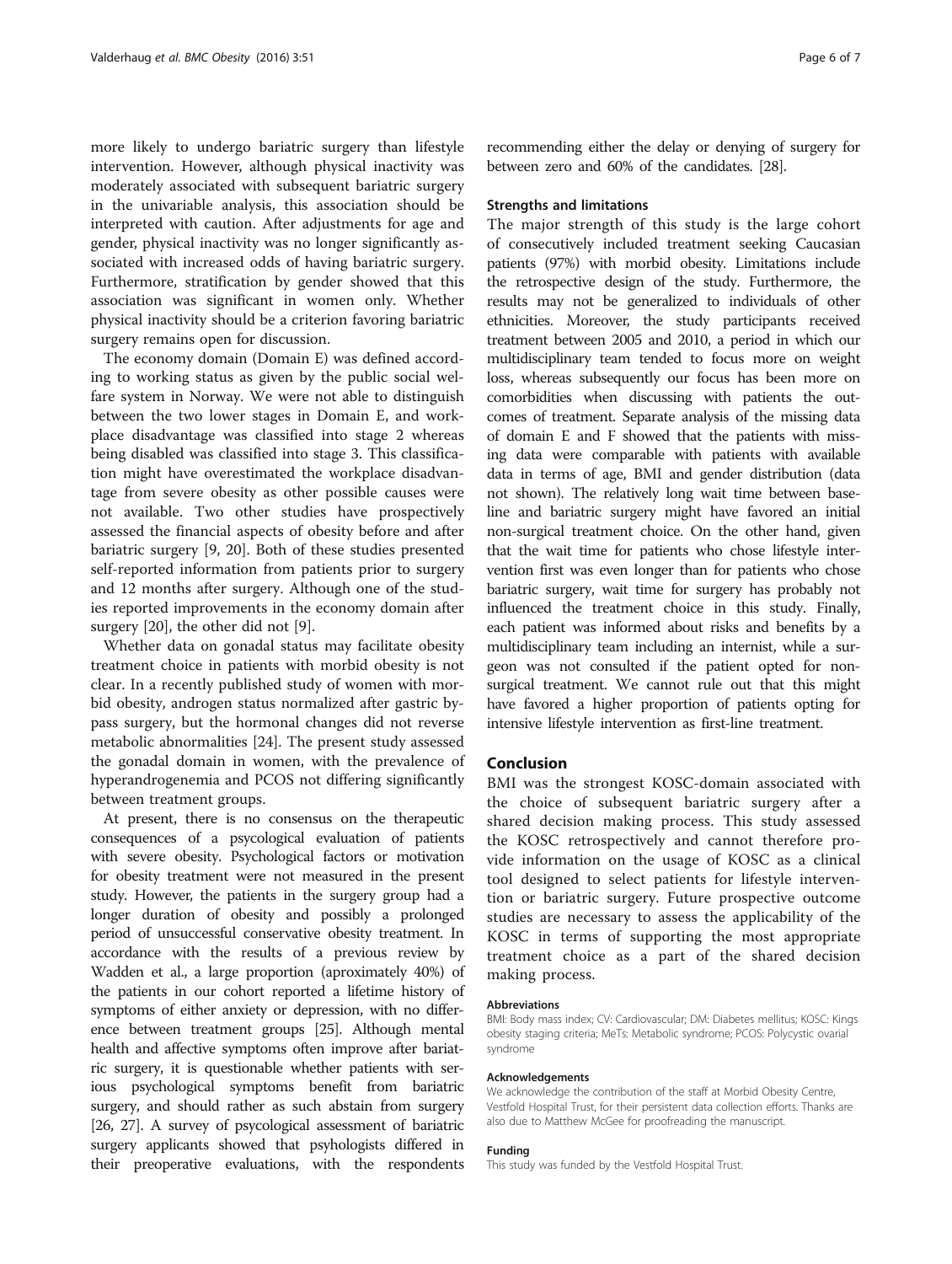more likely to undergo bariatric surgery than lifestyle intervention. However, although physical inactivity was moderately associated with subsequent bariatric surgery in the univariable analysis, this association should be interpreted with caution. After adjustments for age and gender, physical inactivity was no longer significantly associated with increased odds of having bariatric surgery. Furthermore, stratification by gender showed that this association was significant in women only. Whether physical inactivity should be a criterion favoring bariatric surgery remains open for discussion.

The economy domain (Domain E) was defined according to working status as given by the public social welfare system in Norway. We were not able to distinguish between the two lower stages in Domain E, and workplace disadvantage was classified into stage 2 whereas being disabled was classified into stage 3. This classification might have overestimated the workplace disadvantage from severe obesity as other possible causes were not available. Two other studies have prospectively assessed the financial aspects of obesity before and after bariatric surgery [9, 20]. Both of these studies presented self-reported information from patients prior to surgery and 12 months after surgery. Although one of the studies reported improvements in the economy domain after surgery [20], the other did not [9].

Whether data on gonadal status may facilitate obesity treatment choice in patients with morbid obesity is not clear. In a recently published study of women with morbid obesity, androgen status normalized after gastric bypass surgery, but the hormonal changes did not reverse metabolic abnormalities [24]. The present study assessed the gonadal domain in women, with the prevalence of hyperandrogenemia and PCOS not differing significantly between treatment groups.

At present, there is no consensus on the therapeutic consequences of a psycological evaluation of patients with severe obesity. Psychological factors or motivation for obesity treatment were not measured in the present study. However, the patients in the surgery group had a longer duration of obesity and possibly a prolonged period of unsuccessful conservative obesity treatment. In accordance with the results of a previous review by Wadden et al., a large proportion (aproximately 40%) of the patients in our cohort reported a lifetime history of symptoms of either anxiety or depression, with no difference between treatment groups [25]. Although mental health and affective symptoms often improve after bariatric surgery, it is questionable whether patients with serious psychological symptoms benefit from bariatric surgery, and should rather as such abstain from surgery [26, 27]. A survey of psycological assessment of bariatric surgery applicants showed that psyhologists differed in their preoperative evaluations, with the respondents recommending either the delay or denying of surgery for between zero and 60% of the candidates. [28].

### Strengths and limitations

The major strength of this study is the large cohort of consecutively included treatment seeking Caucasian patients (97%) with morbid obesity. Limitations include the retrospective design of the study. Furthermore, the results may not be generalized to individuals of other ethnicities. Moreover, the study participants received treatment between 2005 and 2010, a period in which our multidisciplinary team tended to focus more on weight loss, whereas subsequently our focus has been more on comorbidities when discussing with patients the outcomes of treatment. Separate analysis of the missing data of domain E and F showed that the patients with missing data were comparable with patients with available data in terms of age, BMI and gender distribution (data not shown). The relatively long wait time between baseline and bariatric surgery might have favored an initial non-surgical treatment choice. On the other hand, given that the wait time for patients who chose lifestyle intervention first was even longer than for patients who chose bariatric surgery, wait time for surgery has probably not influenced the treatment choice in this study. Finally, each patient was informed about risks and benefits by a multidisciplinary team including an internist, while a surgeon was not consulted if the patient opted for nonsurgical treatment. We cannot rule out that this might have favored a higher proportion of patients opting for intensive lifestyle intervention as first-line treatment.

## Conclusion

BMI was the strongest KOSC-domain associated with the choice of subsequent bariatric surgery after a shared decision making process. This study assessed the KOSC retrospectively and cannot therefore provide information on the usage of KOSC as a clinical tool designed to select patients for lifestyle intervention or bariatric surgery. Future prospective outcome studies are necessary to assess the applicability of the KOSC in terms of supporting the most appropriate treatment choice as a part of the shared decision making process.

#### Abbreviations

BMI: Body mass index; CV: Cardiovascular; DM: Diabetes mellitus; KOSC: Kings obesity staging criteria; MeTs: Metabolic syndrome; PCOS: Polycystic ovarial syndrome

#### Acknowledgements

We acknowledge the contribution of the staff at Morbid Obesity Centre, Vestfold Hospital Trust, for their persistent data collection efforts. Thanks are also due to Matthew McGee for proofreading the manuscript.

#### Funding

This study was funded by the Vestfold Hospital Trust.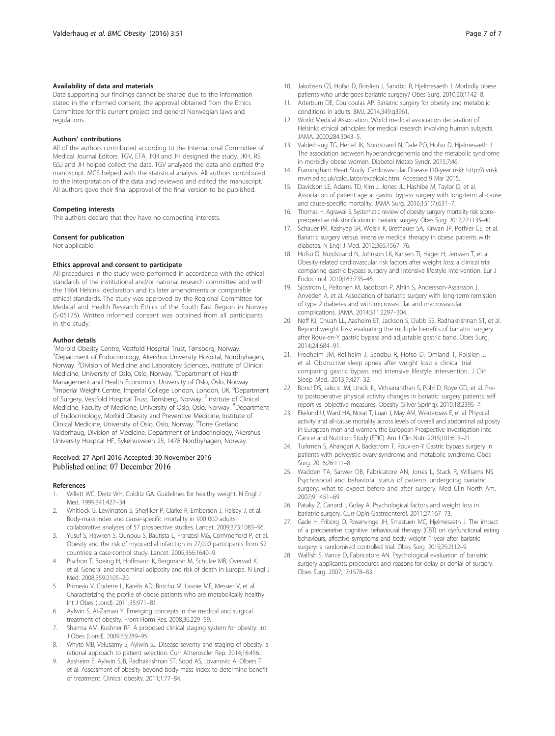#### Availability of data and materials

Data supporting our findings cannot be shared due to the information stated in the informed consent, the approval obtained from the Ethics Committee for this current project and general Norwegian laws and regulations.

#### Authors' contributions

All of the authors contributed according to the International Committee of Medical Journal Editors. TGV, ETA, JKH and JH designed the study. JKH, RS, GSJ and JH helped collect the data. TGV analyzed the data and drafted the manuscript. MCS helped with the statistical analysis. All authors contributed to the interpretation of the data and reviewed and edited the manuscript. All authors gave their final approval of the final version to be published.

#### Competing interests

The authors declare that they have no competing interests.

#### Consent for publication

Not applicable.

#### Ethics approval and consent to participate

All procedures in the study were performed in accordance with the ethical standards of the institutional and/or national research committee and with the 1964 Helsinki declaration and its later amendments or comparable ethical standards. The study was approved by the Regional Committee for Medical and Health Research Ethics of the South East Region in Norway (S-05175). Written informed consent was obtained from all participants in the study.

#### Author details

[1]Morbid Obesity Centre, Vestfold Hospital Trust, Tønsberg, Norway. [2]Department of Endocrinology, Akershus University Hospital, Nordbyhagen, Norway. [3]Division of Medicine and Laboratory Sciences, Institute of Clinical Medicine, University of Oslo, Oslo, Norway. [4]Department of Health Management and Health Economics, University of Oslo, Oslo, Norway. [5]Imperial Weight Centre, Imperial College London, London, UK. [6]Department of Surgery, Vestfold Hospital Trust, Tønsberg, Norway. [7]Institute of Clinical Medicine, Faculty of Medicine, University of Oslo, Oslo, Norway. [8]Department of Endocrinology, Morbid Obesity and Preventive Medicine, Institute of Clinical Medicine, University of Oslo, Oslo, Norway. [9]Tone Gretland Valderhaug, Division of Medicine, Department of Endocrinology, Akershus University Hospital HF, Sykehusveien 25, 1478 Nordbyhagen, Norway.

Received: 27 April 2016 Accepted: 30 November 2016
Published online: 07 December 2016

#### References

1. Willett WC, Dietz WH, Colditz GA. Guidelines for healthy weight. N Engl J Med. 1999;341:427–34.
2. Whitlock G, Lewington S, Sherliker P, Clarke R, Emberson J, Halsey J, et al. Body-mass index and cause-specific mortality in 900 000 adults: collaborative analyses of 57 prospective studies. Lancet. 2009;373:1083–96.
3. Yusuf S, Hawken S, Ounpuu S, Bautista L, Franzosi MG, Commerford P, et al. Obesity and the risk of myocardial infarction in 27,000 participants from 52 countries: a case-control study. Lancet. 2005;366:1640–9.
4. Pischon T, Boeing H, Hoffmann K, Bergmann M, Schulze MB, Overvad K, et al. General and abdominal adiposity and risk of death in Europe. N Engl J Med. 2008;359:2105–20.
5. Primeau V, Coderre L, Karelis AD, Brochu M, Lavoie ME, Messier V, et al. Characterizing the profile of obese patients who are metabolically healthy. Int J Obes (Lond). 2011;35:971–81.
6. Aylwin S, Al-Zaman Y. Emerging concepts in the medical and surgical treatment of obesity. Front Horm Res. 2008;36:229–59.
7. Sharma AM, Kushner RF. A proposed clinical staging system for obesity. Int J Obes (Lond). 2009;33:289–95.
8. Whyte MB, Velusamy S, Aylwin SJ. Disease severity and staging of obesity: a rational approach to patient selection. Curr Atheroscler Rep. 2014;16:456.
9. Aasheim E, Aylwin SJB, Radhakrishnan ST, Sood AS, Jovanovic A, Olbers T, et al. Assessment of obesity beyond body mass index to determine benefit of treatment. Clinical obesity. 2011;1:77–84.
10. Jakobsen GS, Hofso D, Roislien J, Sandbu R, Hjelmesaeth J. Morbidly obese patients-who undergoes bariatric surgery? Obes Surg. 2010;20:1142–8.
11. Arterburn DE, Courcoulas AP. Bariatric surgery for obesity and metabolic conditions in adults. BMJ. 2014;349:g3961.
12. World Medical Association. World medical association declaration of Helsinki: ethical principles for medical research involving human subjects. JAMA. 2000;284:3043–5.
13. Valderhaug TG, Hertel JK, Nordstrand N, Dale PO, Hofso D, Hjelmesaeth J. The association between hyperandrogenemia and the metabolic syndrome in morbidly obese women. Diabetol Metab Syndr. 2015;7:46.
14. Framingham Heart Study. Cardiovascular Disease (10-year risk): http://cvrisk.mvm.ed.ac.uk/calculator/excelcalc.htm. Accessed 9 Mar 2015.
15. Davidson LE, Adams TD, Kim J, Jones JL, Hashibe M, Taylor D, et al. Association of patient age at gastric bypass surgery with long-term all-cause and cause-specific mortality. JAMA Surg. 2016;151(7):631–7.
16. Thomas H, Agrawal S. Systematic review of obesity surgery mortality risk score–preoperative risk stratification in bariatric surgery. Obes Surg. 2012;22:1135–40.
17. Schauer PR, Kashyap SR, Wolski K, Brethauer SA, Kirwan JP, Pothier CE, et al. Bariatric surgery versus intensive medical therapy in obese patients with diabetes. N Engl J Med. 2012;366:1567–76.
18. Hofso D, Nordstrand N, Johnson LK, Karlsen TI, Hager H, Jenssen T, et al. Obesity-related cardiovascular risk factors after weight loss: a clinical trial comparing gastric bypass surgery and intensive lifestyle intervention. Eur J Endocrinol. 2010;163:735–45.
19. Sjostrom L, Peltonen M, Jacobson P, Ahlin S, Andersson-Assarsson J, Anveden A, et al. Association of bariatric surgery with long-term remission of type 2 diabetes and with microvascular and macrovascular complications. JAMA. 2014;311:2297–304.
20. Neff KJ, Chuah LL, Aasheim ET, Jackson S, Dubb SS, Radhakrishnan ST, et al. Beyond weight loss: evaluating the multiple benefits of bariatric surgery after Roux-en-Y gastric bypass and adjustable gastric band. Obes Surg. 2014;24:684–91.
21. Fredheim JM, Rollheim J, Sandbu R, Hofso D, Omland T, Roislien J, et al. Obstructive sleep apnea after weight loss: a clinical trial comparing gastric bypass and intensive lifestyle intervention. J Clin Sleep Med. 2013;9:427–32.
22. Bond DS, Jakicic JM, Unick JL, Vithiananthan S, Pohl D, Roye GD, et al. Pre- to postoperative physical activity changes in bariatric surgery patients: self report vs. objective measures. Obesity (Silver Spring). 2010;18:2395–7.
23. Ekelund U, Ward HA, Norat T, Luan J, May AM, Weiderpass E, et al. Physical activity and all-cause mortality across levels of overall and abdominal adiposity in European men and women: the European Prospective Investigation into Cancer and Nutrition Study (EPIC). Am J Clin Nutr. 2015;101:613–21.
24. Turkmen S, Ahangari A, Backstrom T. Roux-en-Y Gastric bypass surgery in patients with polycystic ovary syndrome and metabolic syndrome. Obes Surg. 2016;26:111–8.
25. Wadden TA, Sarwer DB, Fabricatore AN, Jones L, Stack R, Williams NS. Psychosocial and behavioral status of patients undergoing bariatric surgery: what to expect before and after surgery. Med Clin North Am. 2007;91:451–69.
26. Pataky Z, Carrard I, Golay A. Psychological factors and weight loss in bariatric surgery. Curr Opin Gastroenterol. 2011;27:167–73.
27. Gade H, Friborg O, Rosenvinge JH, Smastuen MC, Hjelmesaeth J. The impact of a preoperative cognitive behavioural therapy (CBT) on dysfunctional eating behaviours, affective symptoms and body weight 1 year after bariatric surgery: a randomised controlled trial. Obes Surg. 2015;25:2112–9.
28. Walfish S, Vance D, Fabricatore AN. Psychological evaluation of bariatric surgery applicants: procedures and reasons for delay or denial of surgery. Obes Surg. 2007;17:1578–83.